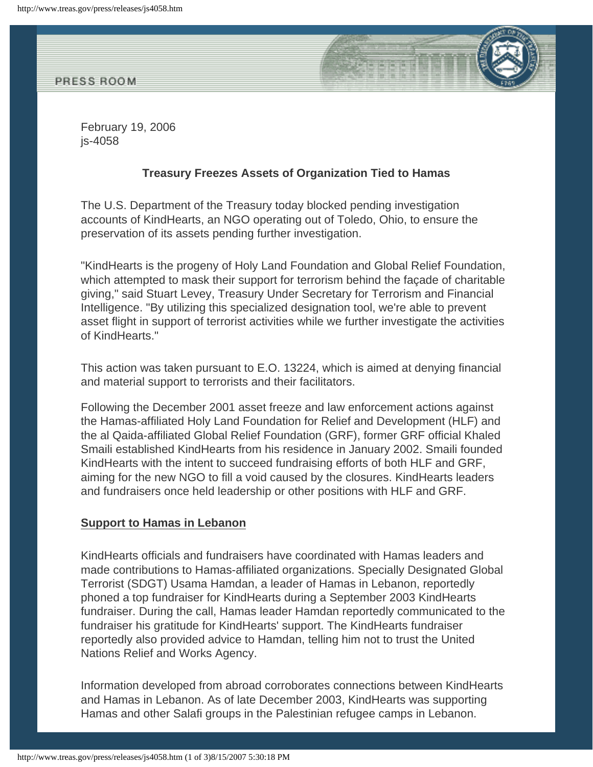February 19, 2006
js-4058

## Treasury Freezes Assets of Organization Tied to Hamas

The U.S. Department of the Treasury today blocked pending investigation accounts of KindHearts, an NGO operating out of Toledo, Ohio, to ensure the preservation of its assets pending further investigation.

"KindHearts is the progeny of Holy Land Foundation and Global Relief Foundation, which attempted to mask their support for terrorism behind the façade of charitable giving," said Stuart Levey, Treasury Under Secretary for Terrorism and Financial Intelligence. "By utilizing this specialized designation tool, we're able to prevent asset flight in support of terrorist activities while we further investigate the activities of KindHearts."

This action was taken pursuant to E.O. 13224, which is aimed at denying financial and material support to terrorists and their facilitators.

Following the December 2001 asset freeze and law enforcement actions against the Hamas-affiliated Holy Land Foundation for Relief and Development (HLF) and the al Qaida-affiliated Global Relief Foundation (GRF), former GRF official Khaled Smaili established KindHearts from his residence in January 2002. Smaili founded KindHearts with the intent to succeed fundraising efforts of both HLF and GRF, aiming for the new NGO to fill a void caused by the closures. KindHearts leaders and fundraisers once held leadership or other positions with HLF and GRF.

### Support to Hamas in Lebanon

KindHearts officials and fundraisers have coordinated with Hamas leaders and made contributions to Hamas-affiliated organizations. Specially Designated Global Terrorist (SDGT) Usama Hamdan, a leader of Hamas in Lebanon, reportedly phoned a top fundraiser for KindHearts during a September 2003 KindHearts fundraiser. During the call, Hamas leader Hamdan reportedly communicated to the fundraiser his gratitude for KindHearts' support. The KindHearts fundraiser reportedly also provided advice to Hamdan, telling him not to trust the United Nations Relief and Works Agency.

Information developed from abroad corroborates connections between KindHearts and Hamas in Lebanon. As of late December 2003, KindHearts was supporting Hamas and other Salafi groups in the Palestinian refugee camps in Lebanon.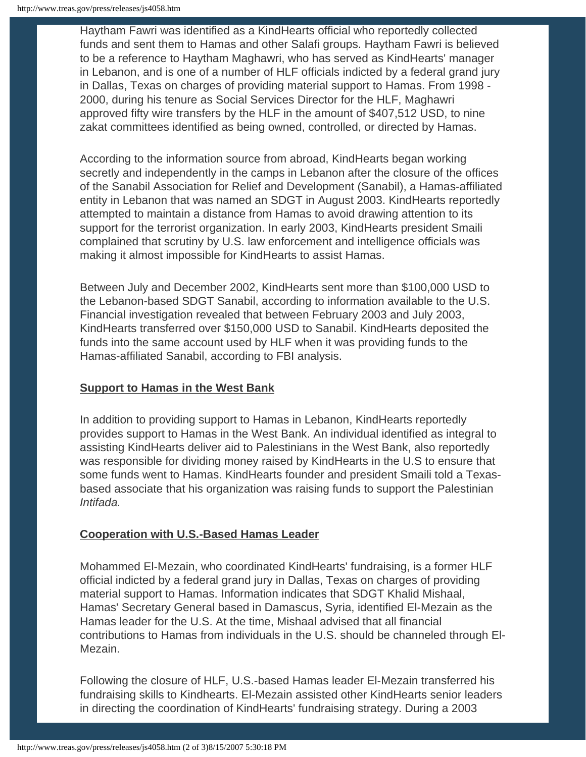Haytham Fawri was identified as a KindHearts official who reportedly collected funds and sent them to Hamas and other Salafi groups. Haytham Fawri is believed to be a reference to Haytham Maghawri, who has served as KindHearts' manager in Lebanon, and is one of a number of HLF officials indicted by a federal grand jury in Dallas, Texas on charges of providing material support to Hamas. From 1998 - 2000, during his tenure as Social Services Director for the HLF, Maghawri approved fifty wire transfers by the HLF in the amount of $407,512 USD, to nine zakat committees identified as being owned, controlled, or directed by Hamas.

According to the information source from abroad, KindHearts began working secretly and independently in the camps in Lebanon after the closure of the offices of the Sanabil Association for Relief and Development (Sanabil), a Hamas-affiliated entity in Lebanon that was named an SDGT in August 2003. KindHearts reportedly attempted to maintain a distance from Hamas to avoid drawing attention to its support for the terrorist organization. In early 2003, KindHearts president Smaili complained that scrutiny by U.S. law enforcement and intelligence officials was making it almost impossible for KindHearts to assist Hamas.

Between July and December 2002, KindHearts sent more than $100,000 USD to the Lebanon-based SDGT Sanabil, according to information available to the U.S. Financial investigation revealed that between February 2003 and July 2003, KindHearts transferred over $150,000 USD to Sanabil. KindHearts deposited the funds into the same account used by HLF when it was providing funds to the Hamas-affiliated Sanabil, according to FBI analysis.

**Support to Hamas in the West Bank**

In addition to providing support to Hamas in Lebanon, KindHearts reportedly provides support to Hamas in the West Bank. An individual identified as integral to assisting KindHearts deliver aid to Palestinians in the West Bank, also reportedly was responsible for dividing money raised by KindHearts in the U.S to ensure that some funds went to Hamas. KindHearts founder and president Smaili told a Texas-based associate that his organization was raising funds to support the Palestinian *Intifada.*

**Cooperation with U.S.-Based Hamas Leader**

Mohammed El-Mezain, who coordinated KindHearts' fundraising, is a former HLF official indicted by a federal grand jury in Dallas, Texas on charges of providing material support to Hamas. Information indicates that SDGT Khalid Mishaal, Hamas' Secretary General based in Damascus, Syria, identified El-Mezain as the Hamas leader for the U.S. At the time, Mishaal advised that all financial contributions to Hamas from individuals in the U.S. should be channeled through El-Mezain.

Following the closure of HLF, U.S.-based Hamas leader El-Mezain transferred his fundraising skills to Kindhearts. El-Mezain assisted other KindHearts senior leaders in directing the coordination of KindHearts' fundraising strategy. During a 2003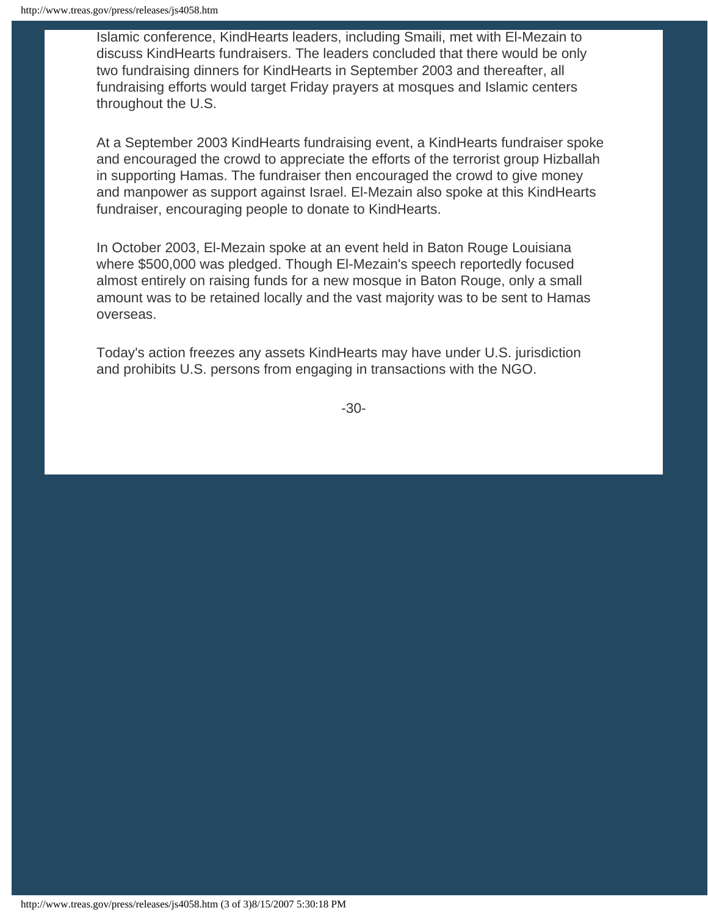Islamic conference, KindHearts leaders, including Smaili, met with El-Mezain to discuss KindHearts fundraisers. The leaders concluded that there would be only two fundraising dinners for KindHearts in September 2003 and thereafter, all fundraising efforts would target Friday prayers at mosques and Islamic centers throughout the U.S.

At a September 2003 KindHearts fundraising event, a KindHearts fundraiser spoke and encouraged the crowd to appreciate the efforts of the terrorist group Hizballah in supporting Hamas. The fundraiser then encouraged the crowd to give money and manpower as support against Israel. El-Mezain also spoke at this KindHearts fundraiser, encouraging people to donate to KindHearts.

In October 2003, El-Mezain spoke at an event held in Baton Rouge Louisiana where $500,000 was pledged. Though El-Mezain's speech reportedly focused almost entirely on raising funds for a new mosque in Baton Rouge, only a small amount was to be retained locally and the vast majority was to be sent to Hamas overseas.

Today's action freezes any assets KindHearts may have under U.S. jurisdiction and prohibits U.S. persons from engaging in transactions with the NGO.

-30-